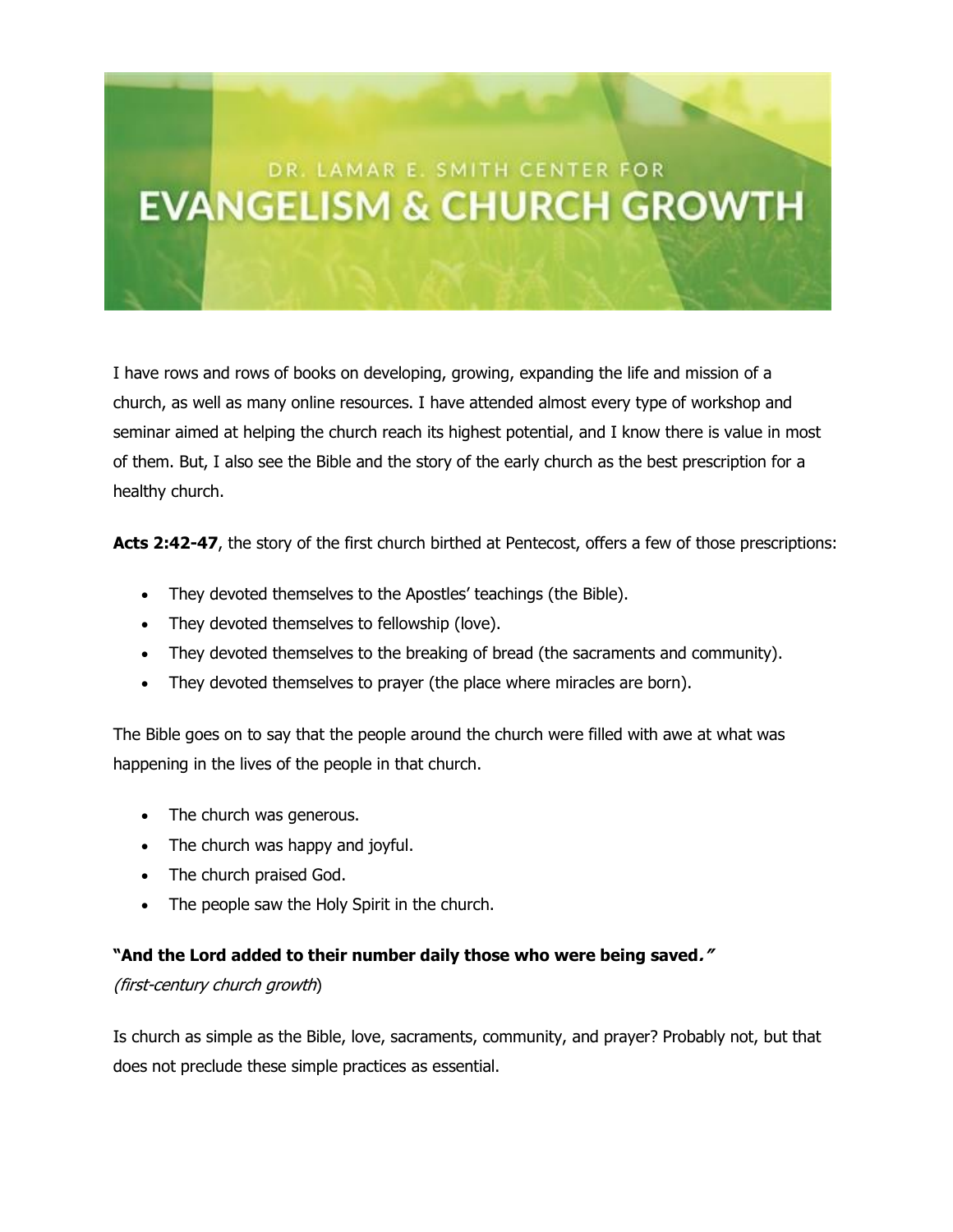DR. LAMAR E. SMITH CENTER FOR

# EVANGELISM & CHURCH GROWTH

I have rows and rows of books on developing, growing, expanding the life and mission of a church, as well as many online resources. I have attended almost every type of workshop and seminar aimed at helping the church reach its highest potential, and I know there is value in most of them. But, I also see the Bible and the story of the early church as the best prescription for a healthy church.

**Acts 2:42-47**, the story of the first church birthed at Pentecost, offers a few of those prescriptions:

- They devoted themselves to the Apostles' teachings (the Bible).
- They devoted themselves to fellowship (love).
- They devoted themselves to the breaking of bread (the sacraments and community).
- They devoted themselves to prayer (the place where miracles are born).

The Bible goes on to say that the people around the church were filled with awe at what was happening in the lives of the people in that church.

- The church was generous.
- The church was happy and joyful.
- The church praised God.
- The people saw the Holy Spirit in the church.

**"And the Lord added to their number daily those who were being saved."**
*(first-century church growth)*

Is church as simple as the Bible, love, sacraments, community, and prayer? Probably not, but that does not preclude these simple practices as essential.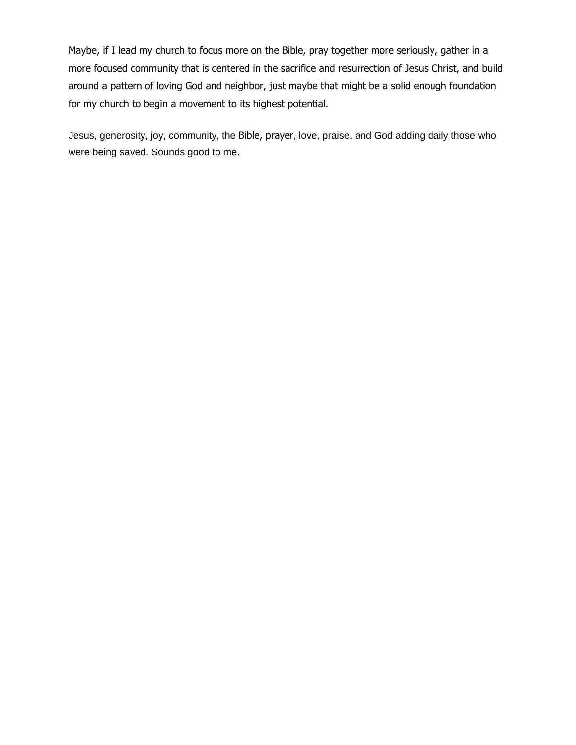Maybe, if I lead my church to focus more on the Bible, pray together more seriously, gather in a more focused community that is centered in the sacrifice and resurrection of Jesus Christ, and build around a pattern of loving God and neighbor, just maybe that might be a solid enough foundation for my church to begin a movement to its highest potential.

Jesus, generosity, joy, community, the Bible, prayer, love, praise, and God adding daily those who were being saved. Sounds good to me.